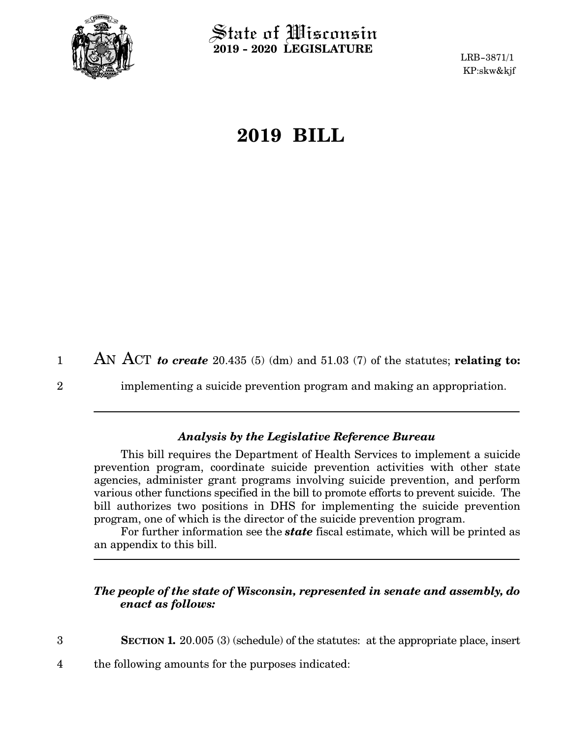State of Wisconsin
**2019 - 2020 LEGISLATURE**

LRB-3871/1
KP:skw&kjf

# 2019 BILL

AN ACT ***to create*** 20.435 (5) (dm) and 51.03 (7) of the statutes; **relating to:** implementing a suicide prevention program and making an appropriation.

### *Analysis by the Legislative Reference Bureau*

This bill requires the Department of Health Services to implement a suicide prevention program, coordinate suicide prevention activities with other state agencies, administer grant programs involving suicide prevention, and perform various other functions specified in the bill to promote efforts to prevent suicide. The bill authorizes two positions in DHS for implementing the suicide prevention program, one of which is the director of the suicide prevention program.

For further information see the ***state*** fiscal estimate, which will be printed as an appendix to this bill.

***The people of the state of Wisconsin, represented in senate and assembly, do enact as follows:***

**SECTION 1.** 20.005 (3) (schedule) of the statutes: at the appropriate place, insert the following amounts for the purposes indicated: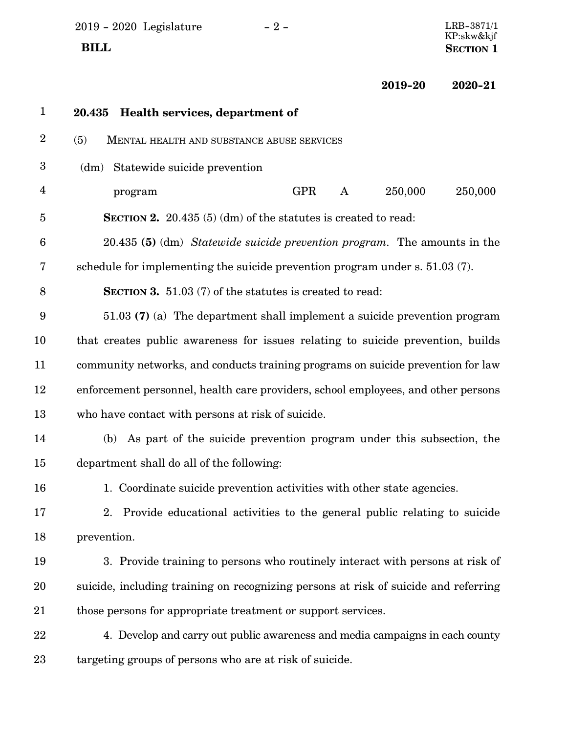| | | | 2019-20 | 2020-21 |
|---|---|---|---|---|
| **20.435 Health services, department of** | | | | |
| (5) MENTAL HEALTH AND SUBSTANCE ABUSE SERVICES | | | | |
| (dm) Statewide suicide prevention program | GPR | A | 250,000 | 250,000 |

**SECTION 2.** 20.435 (5) (dm) of the statutes is created to read:

20.435 **(5)** (dm) *Statewide suicide prevention program.* The amounts in the schedule for implementing the suicide prevention program under s. 51.03 (7).

**SECTION 3.** 51.03 (7) of the statutes is created to read:

51.03 **(7)** (a) The department shall implement a suicide prevention program that creates public awareness for issues relating to suicide prevention, builds community networks, and conducts training programs on suicide prevention for law enforcement personnel, health care providers, school employees, and other persons who have contact with persons at risk of suicide.

(b) As part of the suicide prevention program under this subsection, the department shall do all of the following:

1. Coordinate suicide prevention activities with other state agencies.

2. Provide educational activities to the general public relating to suicide prevention.

3. Provide training to persons who routinely interact with persons at risk of suicide, including training on recognizing persons at risk of suicide and referring those persons for appropriate treatment or support services.

4. Develop and carry out public awareness and media campaigns in each county targeting groups of persons who are at risk of suicide.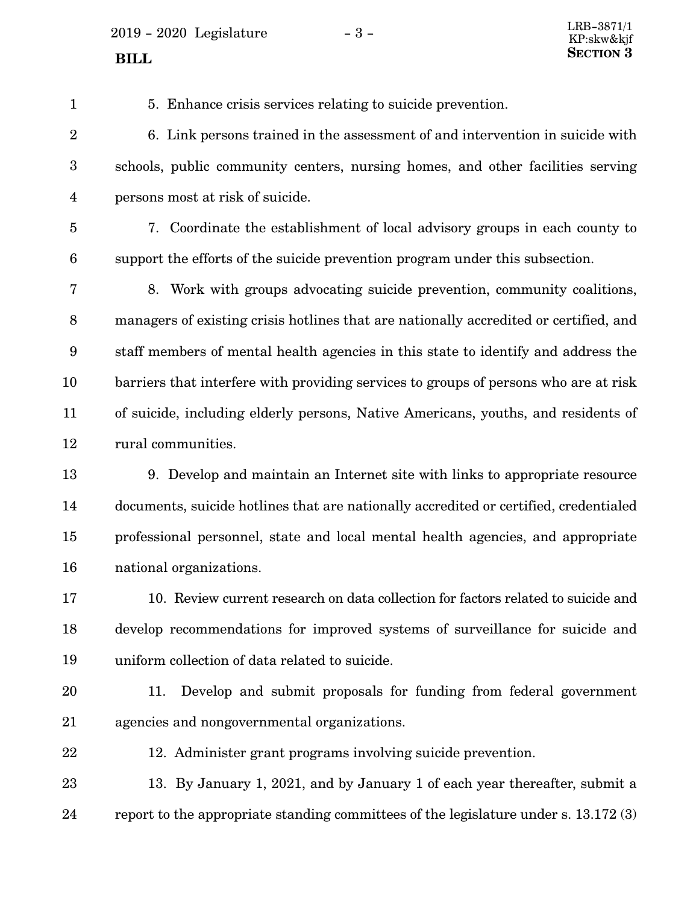5. Enhance crisis services relating to suicide prevention.

6. Link persons trained in the assessment of and intervention in suicide with schools, public community centers, nursing homes, and other facilities serving persons most at risk of suicide.

7. Coordinate the establishment of local advisory groups in each county to support the efforts of the suicide prevention program under this subsection.

8. Work with groups advocating suicide prevention, community coalitions, managers of existing crisis hotlines that are nationally accredited or certified, and staff members of mental health agencies in this state to identify and address the barriers that interfere with providing services to groups of persons who are at risk of suicide, including elderly persons, Native Americans, youths, and residents of rural communities.

9. Develop and maintain an Internet site with links to appropriate resource documents, suicide hotlines that are nationally accredited or certified, credentialed professional personnel, state and local mental health agencies, and appropriate national organizations.

10. Review current research on data collection for factors related to suicide and develop recommendations for improved systems of surveillance for suicide and uniform collection of data related to suicide.

11. Develop and submit proposals for funding from federal government agencies and nongovernmental organizations.

12. Administer grant programs involving suicide prevention.

13. By January 1, 2021, and by January 1 of each year thereafter, submit a report to the appropriate standing committees of the legislature under s. 13.172 (3)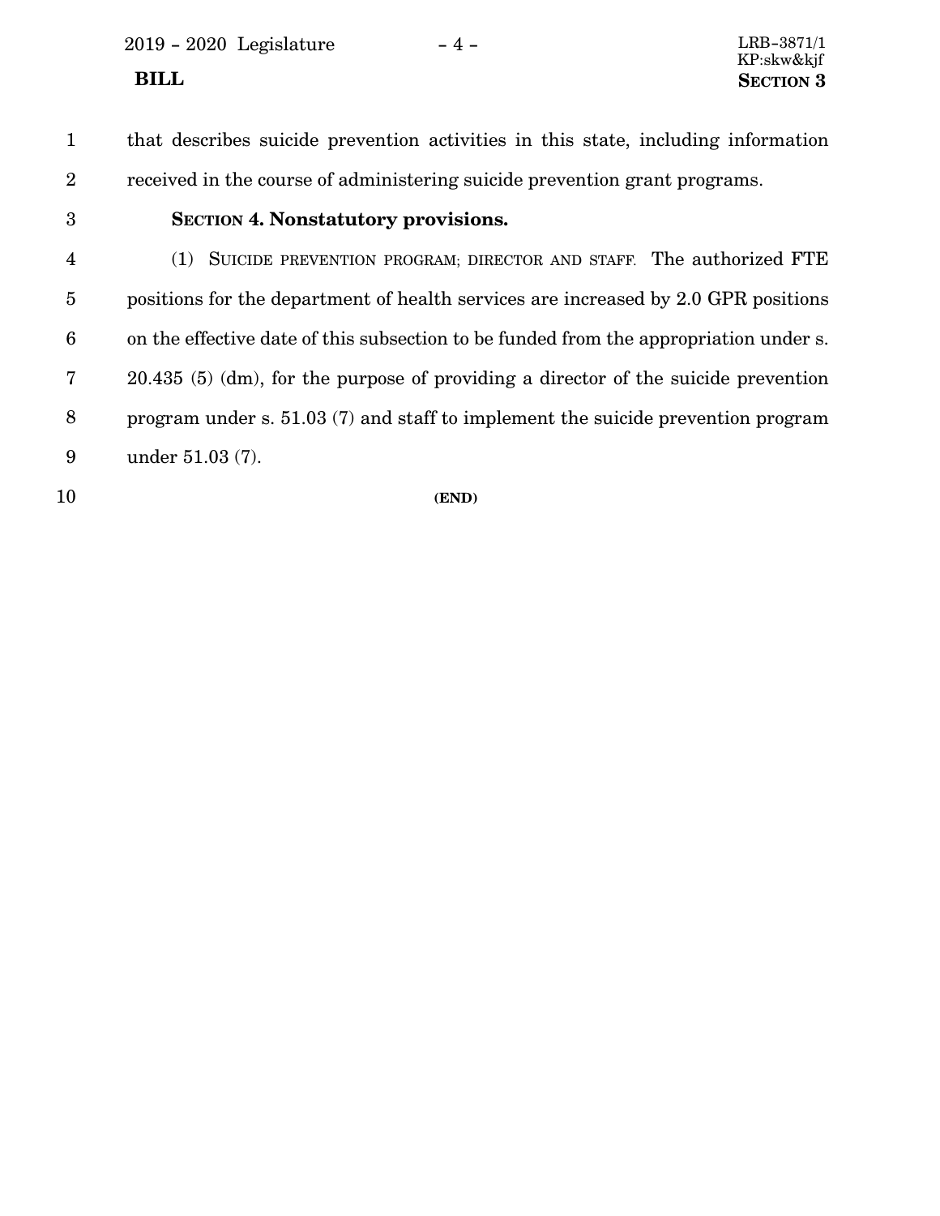that describes suicide prevention activities in this state, including information received in the course of administering suicide prevention grant programs.

**SECTION 4. Nonstatutory provisions.**

(1) SUICIDE PREVENTION PROGRAM; DIRECTOR AND STAFF. The authorized FTE positions for the department of health services are increased by 2.0 GPR positions on the effective date of this subsection to be funded from the appropriation under s. 20.435 (5) (dm), for the purpose of providing a director of the suicide prevention program under s. 51.03 (7) and staff to implement the suicide prevention program under 51.03 (7).

**(END)**